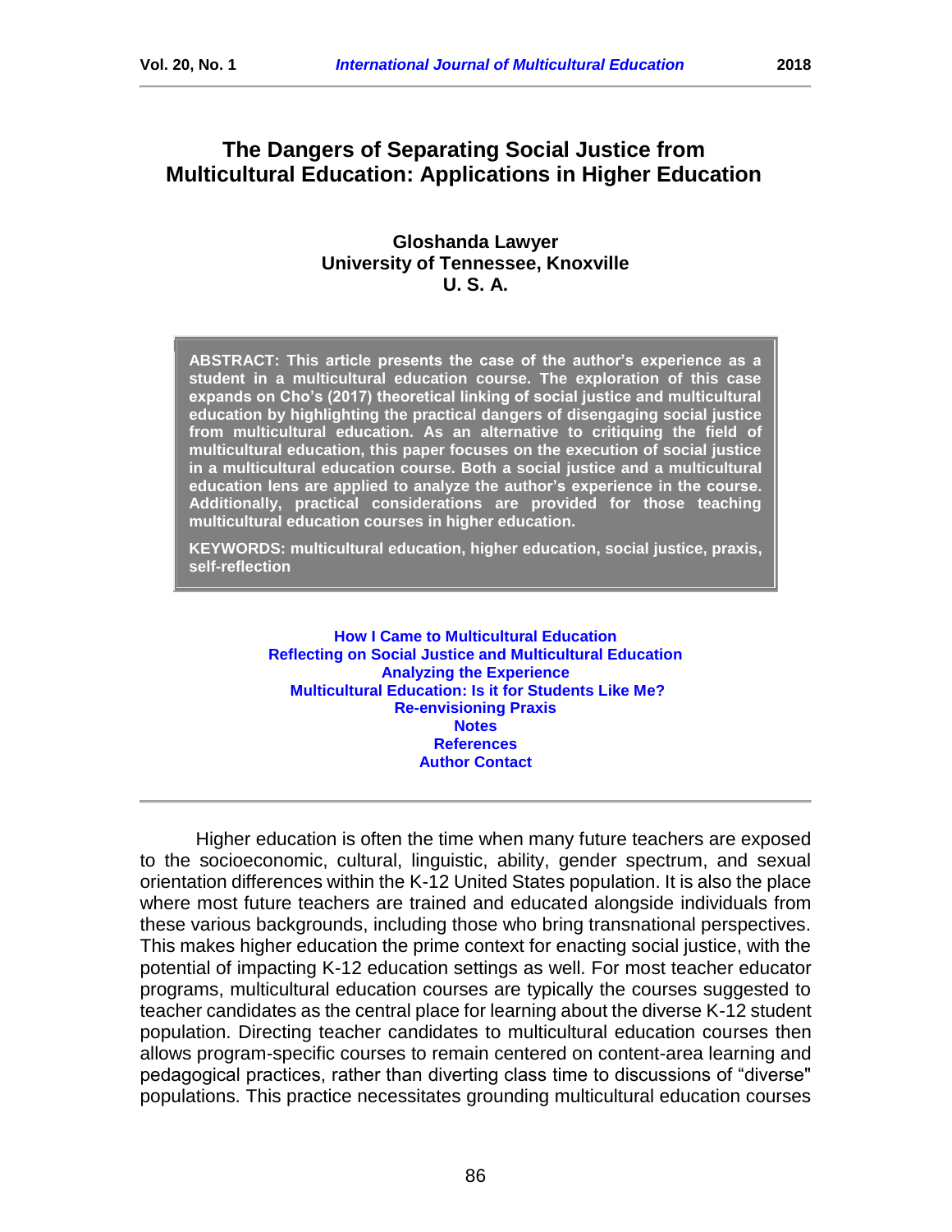# The Dangers of Separating Social Justice from Multicultural Education: Applications in Higher Education

**Gloshanda Lawyer**
**University of Tennessee, Knoxville**
**U. S. A.**

**ABSTRACT: This article presents the case of the author's experience as a student in a multicultural education course. The exploration of this case expands on Cho's (2017) theoretical linking of social justice and multicultural education by highlighting the practical dangers of disengaging social justice from multicultural education. As an alternative to critiquing the field of multicultural education, this paper focuses on the execution of social justice in a multicultural education course. Both a social justice and a multicultural education lens are applied to analyze the author's experience in the course. Additionally, practical considerations are provided for those teaching multicultural education courses in higher education.**

**KEYWORDS: multicultural education, higher education, social justice, praxis, self-reflection**

**How I Came to Multicultural Education**
**Reflecting on Social Justice and Multicultural Education**
**Analyzing the Experience**
**Multicultural Education: Is it for Students Like Me?**
**Re-envisioning Praxis**
**Notes**
**References**
**Author Contact**

---

Higher education is often the time when many future teachers are exposed to the socioeconomic, cultural, linguistic, ability, gender spectrum, and sexual orientation differences within the K-12 United States population. It is also the place where most future teachers are trained and educated alongside individuals from these various backgrounds, including those who bring transnational perspectives. This makes higher education the prime context for enacting social justice, with the potential of impacting K-12 education settings as well. For most teacher educator programs, multicultural education courses are typically the courses suggested to teacher candidates as the central place for learning about the diverse K-12 student population. Directing teacher candidates to multicultural education courses then allows program-specific courses to remain centered on content-area learning and pedagogical practices, rather than diverting class time to discussions of "diverse" populations. This practice necessitates grounding multicultural education courses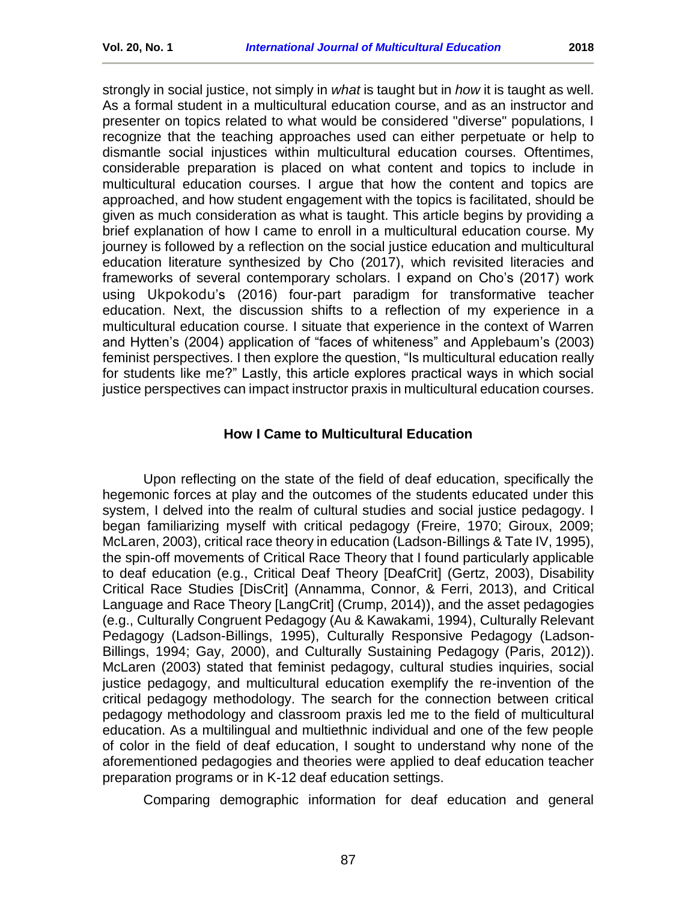strongly in social justice, not simply in *what* is taught but in *how* it is taught as well. As a formal student in a multicultural education course, and as an instructor and presenter on topics related to what would be considered "diverse" populations, I recognize that the teaching approaches used can either perpetuate or help to dismantle social injustices within multicultural education courses. Oftentimes, considerable preparation is placed on what content and topics to include in multicultural education courses. I argue that how the content and topics are approached, and how student engagement with the topics is facilitated, should be given as much consideration as what is taught. This article begins by providing a brief explanation of how I came to enroll in a multicultural education course. My journey is followed by a reflection on the social justice education and multicultural education literature synthesized by Cho (2017), which revisited literacies and frameworks of several contemporary scholars. I expand on Cho's (2017) work using Ukpokodu's (2016) four-part paradigm for transformative teacher education. Next, the discussion shifts to a reflection of my experience in a multicultural education course. I situate that experience in the context of Warren and Hytten's (2004) application of "faces of whiteness" and Applebaum's (2003) feminist perspectives. I then explore the question, "Is multicultural education really for students like me?" Lastly, this article explores practical ways in which social justice perspectives can impact instructor praxis in multicultural education courses.

## How I Came to Multicultural Education

Upon reflecting on the state of the field of deaf education, specifically the hegemonic forces at play and the outcomes of the students educated under this system, I delved into the realm of cultural studies and social justice pedagogy. I began familiarizing myself with critical pedagogy (Freire, 1970; Giroux, 2009; McLaren, 2003), critical race theory in education (Ladson-Billings & Tate IV, 1995), the spin-off movements of Critical Race Theory that I found particularly applicable to deaf education (e.g., Critical Deaf Theory [DeafCrit] (Gertz, 2003), Disability Critical Race Studies [DisCrit] (Annamma, Connor, & Ferri, 2013), and Critical Language and Race Theory [LangCrit] (Crump, 2014)), and the asset pedagogies (e.g., Culturally Congruent Pedagogy (Au & Kawakami, 1994), Culturally Relevant Pedagogy (Ladson-Billings, 1995), Culturally Responsive Pedagogy (Ladson-Billings, 1994; Gay, 2000), and Culturally Sustaining Pedagogy (Paris, 2012)). McLaren (2003) stated that feminist pedagogy, cultural studies inquiries, social justice pedagogy, and multicultural education exemplify the re-invention of the critical pedagogy methodology. The search for the connection between critical pedagogy methodology and classroom praxis led me to the field of multicultural education. As a multilingual and multiethnic individual and one of the few people of color in the field of deaf education, I sought to understand why none of the aforementioned pedagogies and theories were applied to deaf education teacher preparation programs or in K-12 deaf education settings.

Comparing demographic information for deaf education and general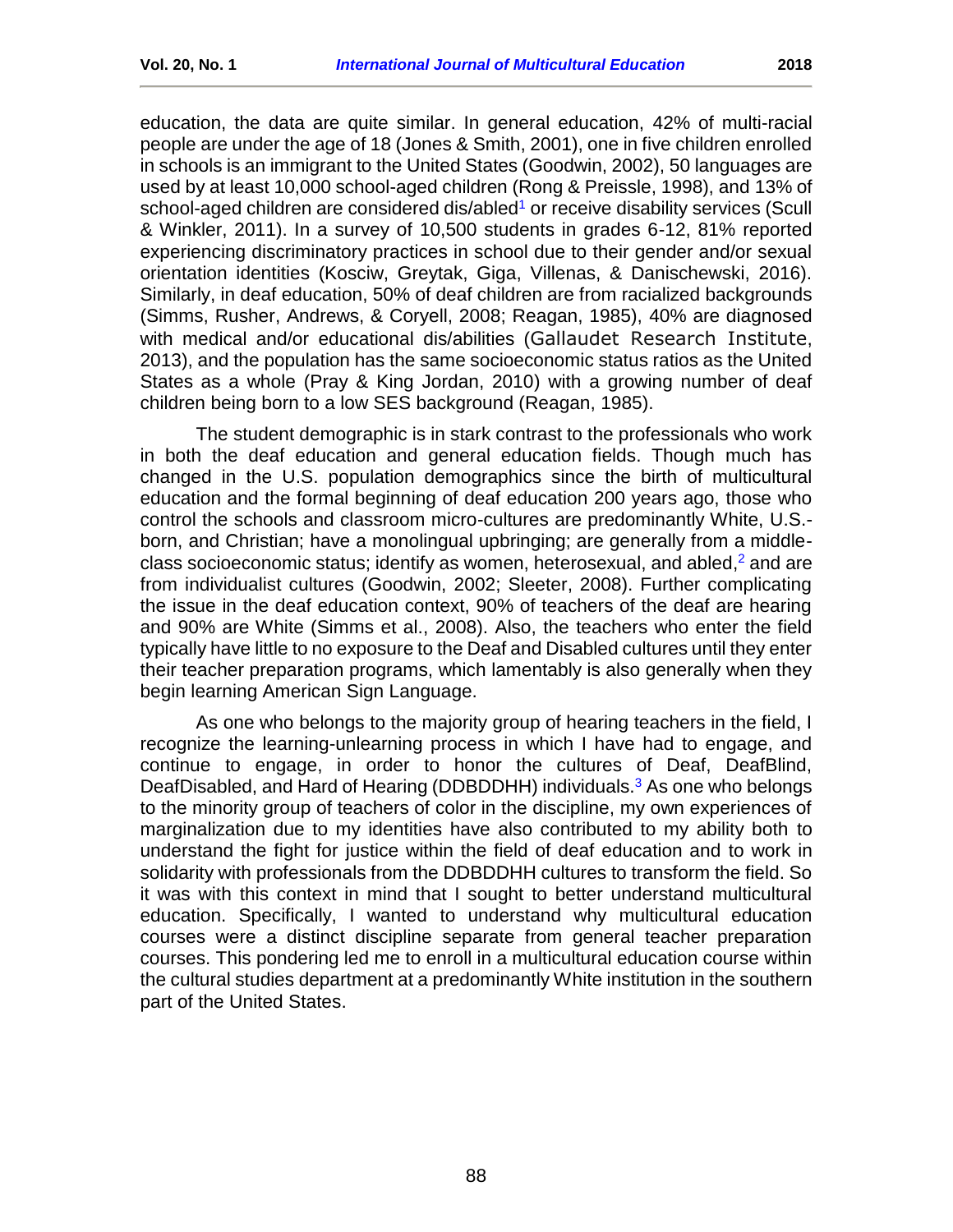education, the data are quite similar. In general education, 42% of multi-racial people are under the age of 18 (Jones & Smith, 2001), one in five children enrolled in schools is an immigrant to the United States (Goodwin, 2002), 50 languages are used by at least 10,000 school-aged children (Rong & Preissle, 1998), and 13% of school-aged children are considered dis/abled[1] or receive disability services (Scull & Winkler, 2011). In a survey of 10,500 students in grades 6-12, 81% reported experiencing discriminatory practices in school due to their gender and/or sexual orientation identities (Kosciw, Greytak, Giga, Villenas, & Danischewski, 2016). Similarly, in deaf education, 50% of deaf children are from racialized backgrounds (Simms, Rusher, Andrews, & Coryell, 2008; Reagan, 1985), 40% are diagnosed with medical and/or educational dis/abilities (Gallaudet Research Institute, 2013), and the population has the same socioeconomic status ratios as the United States as a whole (Pray & King Jordan, 2010) with a growing number of deaf children being born to a low SES background (Reagan, 1985).

The student demographic is in stark contrast to the professionals who work in both the deaf education and general education fields. Though much has changed in the U.S. population demographics since the birth of multicultural education and the formal beginning of deaf education 200 years ago, those who control the schools and classroom micro-cultures are predominantly White, U.S.-born, and Christian; have a monolingual upbringing; are generally from a middle-class socioeconomic status; identify as women, heterosexual, and abled,[2] and are from individualist cultures (Goodwin, 2002; Sleeter, 2008). Further complicating the issue in the deaf education context, 90% of teachers of the deaf are hearing and 90% are White (Simms et al., 2008). Also, the teachers who enter the field typically have little to no exposure to the Deaf and Disabled cultures until they enter their teacher preparation programs, which lamentably is also generally when they begin learning American Sign Language.

As one who belongs to the majority group of hearing teachers in the field, I recognize the learning-unlearning process in which I have had to engage, and continue to engage, in order to honor the cultures of Deaf, DeafBlind, DeafDisabled, and Hard of Hearing (DDBDDHH) individuals.[3] As one who belongs to the minority group of teachers of color in the discipline, my own experiences of marginalization due to my identities have also contributed to my ability both to understand the fight for justice within the field of deaf education and to work in solidarity with professionals from the DDBDDHH cultures to transform the field. So it was with this context in mind that I sought to better understand multicultural education. Specifically, I wanted to understand why multicultural education courses were a distinct discipline separate from general teacher preparation courses. This pondering led me to enroll in a multicultural education course within the cultural studies department at a predominantly White institution in the southern part of the United States.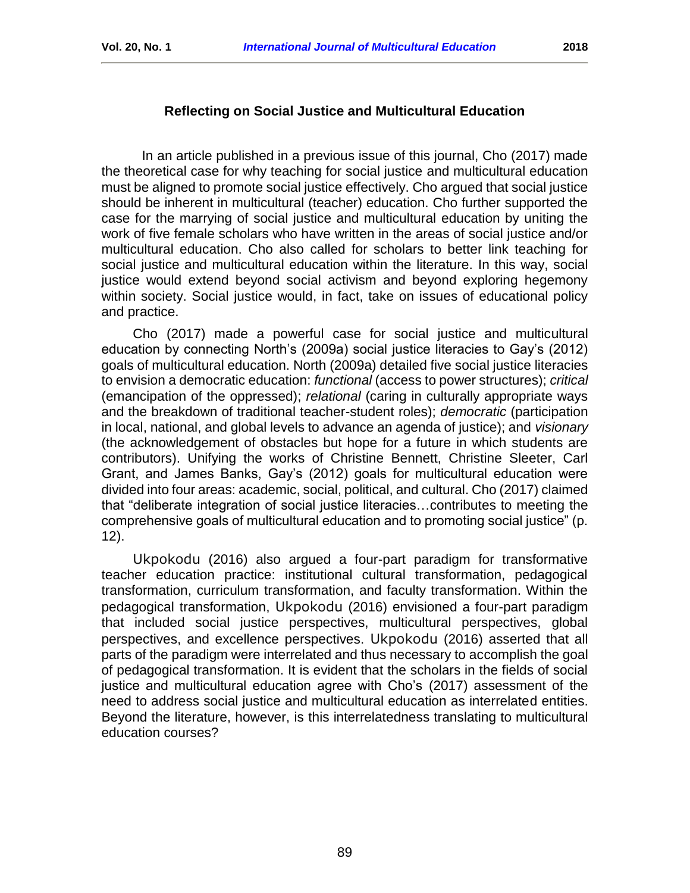### Reflecting on Social Justice and Multicultural Education

In an article published in a previous issue of this journal, Cho (2017) made the theoretical case for why teaching for social justice and multicultural education must be aligned to promote social justice effectively. Cho argued that social justice should be inherent in multicultural (teacher) education. Cho further supported the case for the marrying of social justice and multicultural education by uniting the work of five female scholars who have written in the areas of social justice and/or multicultural education. Cho also called for scholars to better link teaching for social justice and multicultural education within the literature. In this way, social justice would extend beyond social activism and beyond exploring hegemony within society. Social justice would, in fact, take on issues of educational policy and practice.

Cho (2017) made a powerful case for social justice and multicultural education by connecting North's (2009a) social justice literacies to Gay's (2012) goals of multicultural education. North (2009a) detailed five social justice literacies to envision a democratic education: *functional* (access to power structures); *critical* (emancipation of the oppressed); *relational* (caring in culturally appropriate ways and the breakdown of traditional teacher-student roles); *democratic* (participation in local, national, and global levels to advance an agenda of justice); and *visionary* (the acknowledgement of obstacles but hope for a future in which students are contributors). Unifying the works of Christine Bennett, Christine Sleeter, Carl Grant, and James Banks, Gay's (2012) goals for multicultural education were divided into four areas: academic, social, political, and cultural. Cho (2017) claimed that "deliberate integration of social justice literacies…contributes to meeting the comprehensive goals of multicultural education and to promoting social justice" (p. 12).

Ukpokodu (2016) also argued a four-part paradigm for transformative teacher education practice: institutional cultural transformation, pedagogical transformation, curriculum transformation, and faculty transformation. Within the pedagogical transformation, Ukpokodu (2016) envisioned a four-part paradigm that included social justice perspectives, multicultural perspectives, global perspectives, and excellence perspectives. Ukpokodu (2016) asserted that all parts of the paradigm were interrelated and thus necessary to accomplish the goal of pedagogical transformation. It is evident that the scholars in the fields of social justice and multicultural education agree with Cho's (2017) assessment of the need to address social justice and multicultural education as interrelated entities. Beyond the literature, however, is this interrelatedness translating to multicultural education courses?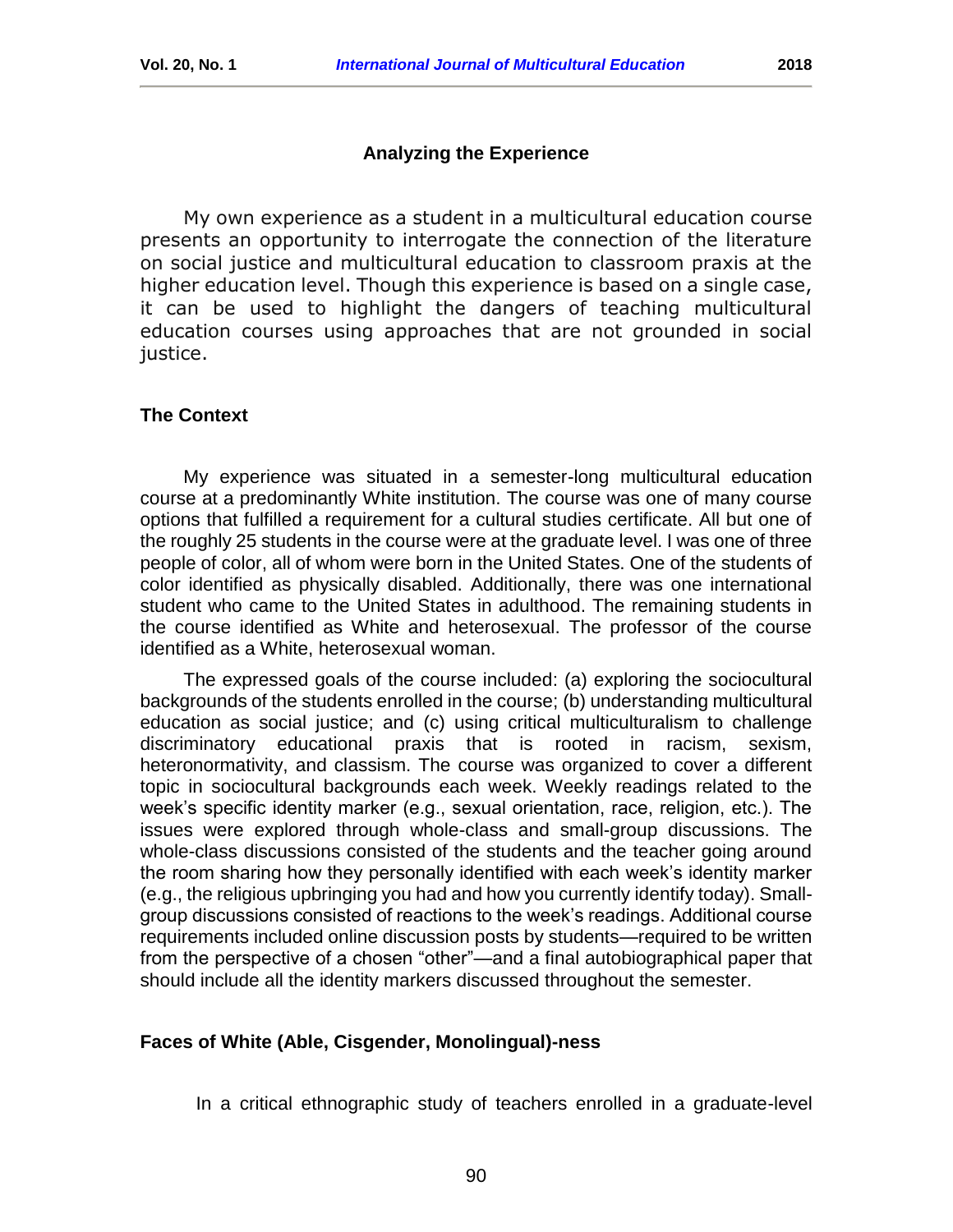## Analyzing the Experience

My own experience as a student in a multicultural education course presents an opportunity to interrogate the connection of the literature on social justice and multicultural education to classroom praxis at the higher education level. Though this experience is based on a single case, it can be used to highlight the dangers of teaching multicultural education courses using approaches that are not grounded in social justice.

### The Context

My experience was situated in a semester-long multicultural education course at a predominantly White institution. The course was one of many course options that fulfilled a requirement for a cultural studies certificate. All but one of the roughly 25 students in the course were at the graduate level. I was one of three people of color, all of whom were born in the United States. One of the students of color identified as physically disabled. Additionally, there was one international student who came to the United States in adulthood. The remaining students in the course identified as White and heterosexual. The professor of the course identified as a White, heterosexual woman.

The expressed goals of the course included: (a) exploring the sociocultural backgrounds of the students enrolled in the course; (b) understanding multicultural education as social justice; and (c) using critical multiculturalism to challenge discriminatory educational praxis that is rooted in racism, sexism, heteronormativity, and classism. The course was organized to cover a different topic in sociocultural backgrounds each week. Weekly readings related to the week's specific identity marker (e.g., sexual orientation, race, religion, etc.). The issues were explored through whole-class and small-group discussions. The whole-class discussions consisted of the students and the teacher going around the room sharing how they personally identified with each week's identity marker (e.g., the religious upbringing you had and how you currently identify today). Small-group discussions consisted of reactions to the week's readings. Additional course requirements included online discussion posts by students—required to be written from the perspective of a chosen "other"—and a final autobiographical paper that should include all the identity markers discussed throughout the semester.

### Faces of White (Able, Cisgender, Monolingual)-ness

In a critical ethnographic study of teachers enrolled in a graduate-level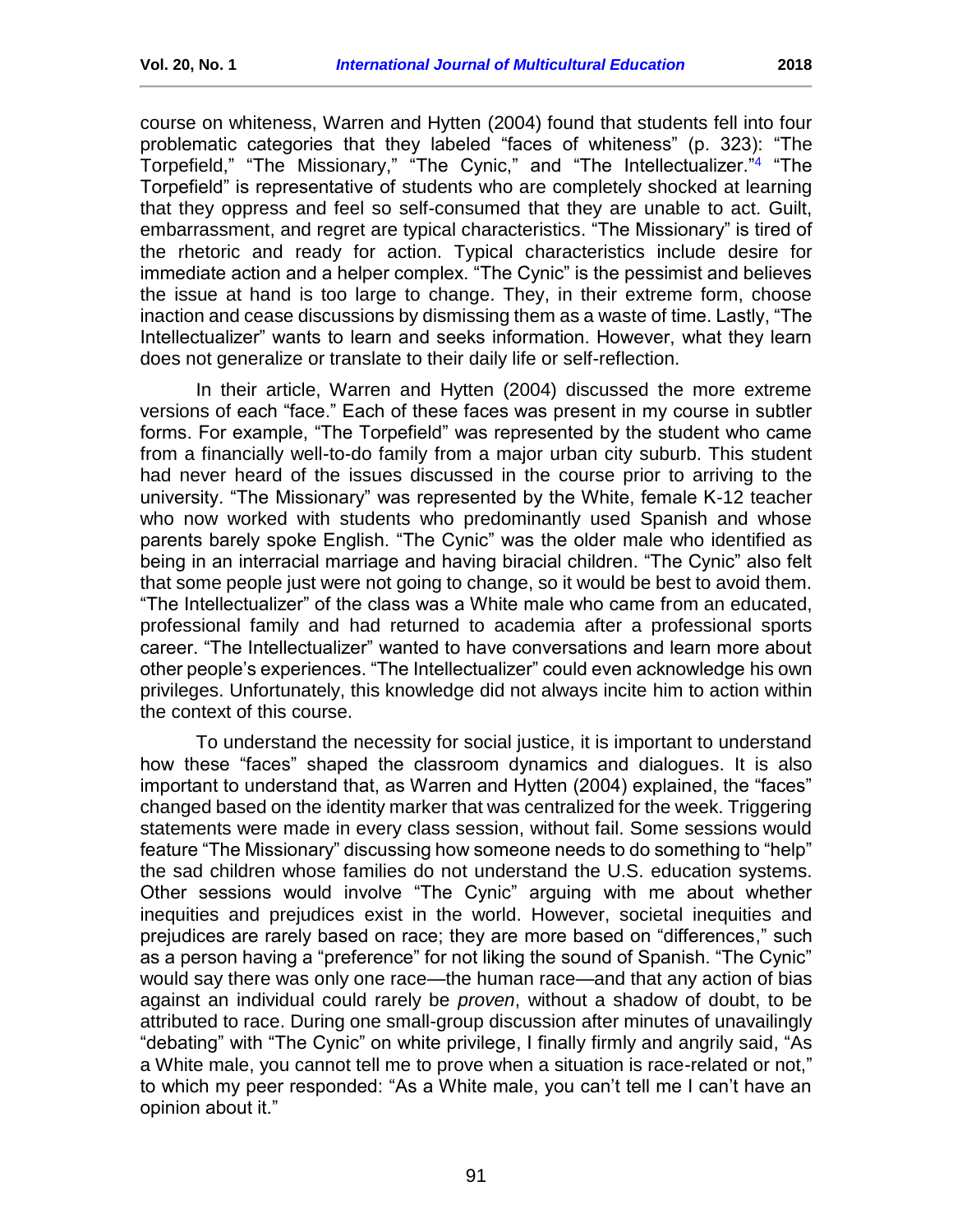course on whiteness, Warren and Hytten (2004) found that students fell into four problematic categories that they labeled "faces of whiteness" (p. 323): "The Torpefield," "The Missionary," "The Cynic," and "The Intellectualizer."[4] "The Torpefield" is representative of students who are completely shocked at learning that they oppress and feel so self-consumed that they are unable to act. Guilt, embarrassment, and regret are typical characteristics. "The Missionary" is tired of the rhetoric and ready for action. Typical characteristics include desire for immediate action and a helper complex. "The Cynic" is the pessimist and believes the issue at hand is too large to change. They, in their extreme form, choose inaction and cease discussions by dismissing them as a waste of time. Lastly, "The Intellectualizer" wants to learn and seeks information. However, what they learn does not generalize or translate to their daily life or self-reflection.

In their article, Warren and Hytten (2004) discussed the more extreme versions of each "face." Each of these faces was present in my course in subtler forms. For example, "The Torpefield" was represented by the student who came from a financially well-to-do family from a major urban city suburb. This student had never heard of the issues discussed in the course prior to arriving to the university. "The Missionary" was represented by the White, female K-12 teacher who now worked with students who predominantly used Spanish and whose parents barely spoke English. "The Cynic" was the older male who identified as being in an interracial marriage and having biracial children. "The Cynic" also felt that some people just were not going to change, so it would be best to avoid them. "The Intellectualizer" of the class was a White male who came from an educated, professional family and had returned to academia after a professional sports career. "The Intellectualizer" wanted to have conversations and learn more about other people's experiences. "The Intellectualizer" could even acknowledge his own privileges. Unfortunately, this knowledge did not always incite him to action within the context of this course.

To understand the necessity for social justice, it is important to understand how these "faces" shaped the classroom dynamics and dialogues. It is also important to understand that, as Warren and Hytten (2004) explained, the "faces" changed based on the identity marker that was centralized for the week. Triggering statements were made in every class session, without fail. Some sessions would feature "The Missionary" discussing how someone needs to do something to "help" the sad children whose families do not understand the U.S. education systems. Other sessions would involve "The Cynic" arguing with me about whether inequities and prejudices exist in the world. However, societal inequities and prejudices are rarely based on race; they are more based on "differences," such as a person having a "preference" for not liking the sound of Spanish. "The Cynic" would say there was only one race—the human race—and that any action of bias against an individual could rarely be *proven*, without a shadow of doubt, to be attributed to race. During one small-group discussion after minutes of unavailingly "debating" with "The Cynic" on white privilege, I finally firmly and angrily said, "As a White male, you cannot tell me to prove when a situation is race-related or not," to which my peer responded: "As a White male, you can't tell me I can't have an opinion about it."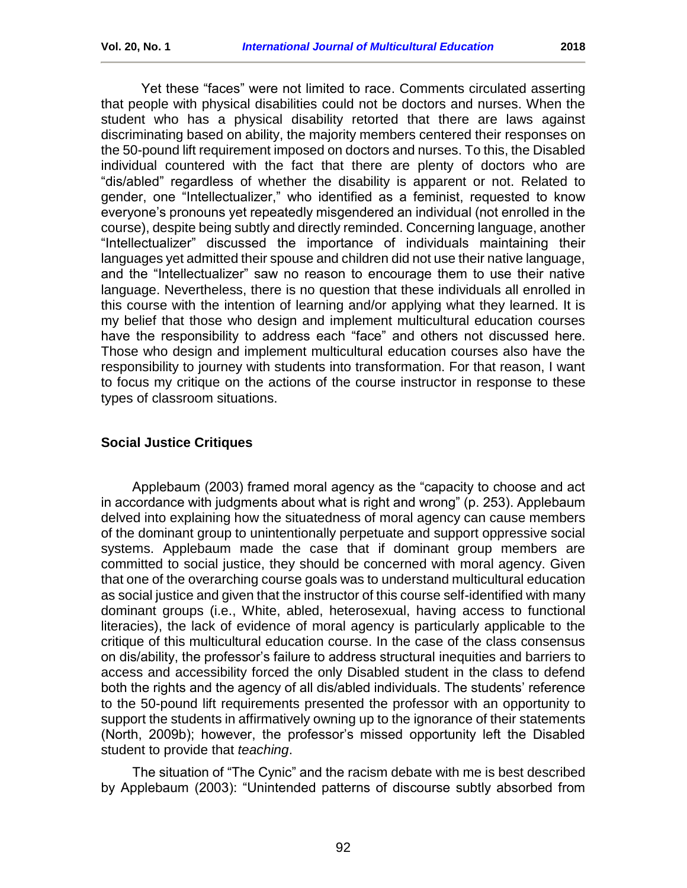Yet these "faces" were not limited to race. Comments circulated asserting that people with physical disabilities could not be doctors and nurses. When the student who has a physical disability retorted that there are laws against discriminating based on ability, the majority members centered their responses on the 50-pound lift requirement imposed on doctors and nurses. To this, the Disabled individual countered with the fact that there are plenty of doctors who are "dis/abled" regardless of whether the disability is apparent or not. Related to gender, one "Intellectualizer," who identified as a feminist, requested to know everyone's pronouns yet repeatedly misgendered an individual (not enrolled in the course), despite being subtly and directly reminded. Concerning language, another "Intellectualizer" discussed the importance of individuals maintaining their languages yet admitted their spouse and children did not use their native language, and the "Intellectualizer" saw no reason to encourage them to use their native language. Nevertheless, there is no question that these individuals all enrolled in this course with the intention of learning and/or applying what they learned. It is my belief that those who design and implement multicultural education courses have the responsibility to address each "face" and others not discussed here. Those who design and implement multicultural education courses also have the responsibility to journey with students into transformation. For that reason, I want to focus my critique on the actions of the course instructor in response to these types of classroom situations.

## Social Justice Critiques

Applebaum (2003) framed moral agency as the "capacity to choose and act in accordance with judgments about what is right and wrong" (p. 253). Applebaum delved into explaining how the situatedness of moral agency can cause members of the dominant group to unintentionally perpetuate and support oppressive social systems. Applebaum made the case that if dominant group members are committed to social justice, they should be concerned with moral agency. Given that one of the overarching course goals was to understand multicultural education as social justice and given that the instructor of this course self-identified with many dominant groups (i.e., White, abled, heterosexual, having access to functional literacies), the lack of evidence of moral agency is particularly applicable to the critique of this multicultural education course. In the case of the class consensus on dis/ability, the professor's failure to address structural inequities and barriers to access and accessibility forced the only Disabled student in the class to defend both the rights and the agency of all dis/abled individuals. The students' reference to the 50-pound lift requirements presented the professor with an opportunity to support the students in affirmatively owning up to the ignorance of their statements (North, 2009b); however, the professor's missed opportunity left the Disabled student to provide that *teaching*.

The situation of "The Cynic" and the racism debate with me is best described by Applebaum (2003): "Unintended patterns of discourse subtly absorbed from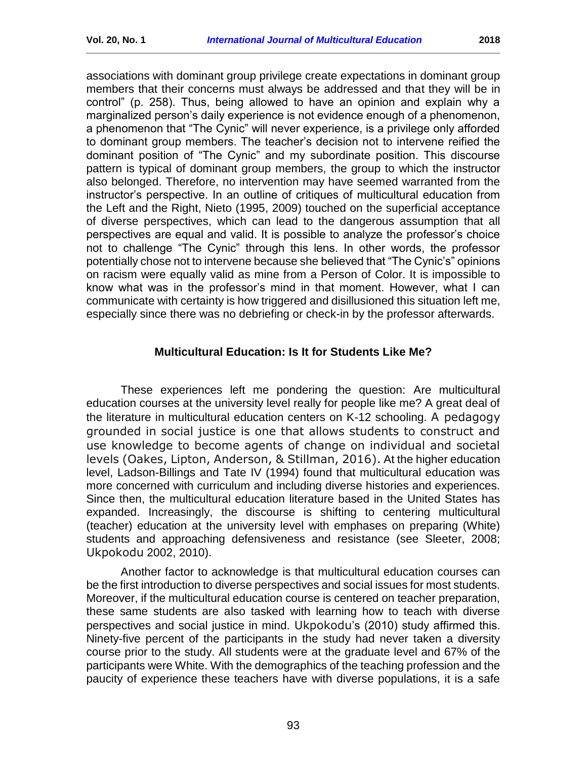associations with dominant group privilege create expectations in dominant group members that their concerns must always be addressed and that they will be in control" (p. 258). Thus, being allowed to have an opinion and explain why a marginalized person's daily experience is not evidence enough of a phenomenon, a phenomenon that "The Cynic" will never experience, is a privilege only afforded to dominant group members. The teacher's decision not to intervene reified the dominant position of "The Cynic" and my subordinate position. This discourse pattern is typical of dominant group members, the group to which the instructor also belonged. Therefore, no intervention may have seemed warranted from the instructor's perspective. In an outline of critiques of multicultural education from the Left and the Right, Nieto (1995, 2009) touched on the superficial acceptance of diverse perspectives, which can lead to the dangerous assumption that all perspectives are equal and valid. It is possible to analyze the professor's choice not to challenge "The Cynic" through this lens. In other words, the professor potentially chose not to intervene because she believed that "The Cynic's" opinions on racism were equally valid as mine from a Person of Color. It is impossible to know what was in the professor's mind in that moment. However, what I can communicate with certainty is how triggered and disillusioned this situation left me, especially since there was no debriefing or check-in by the professor afterwards.

## Multicultural Education: Is It for Students Like Me?

These experiences left me pondering the question: Are multicultural education courses at the university level really for people like me? A great deal of the literature in multicultural education centers on K-12 schooling. A pedagogy grounded in social justice is one that allows students to construct and use knowledge to become agents of change on individual and societal levels (Oakes, Lipton, Anderson, & Stillman, 2016). At the higher education level, Ladson-Billings and Tate IV (1994) found that multicultural education was more concerned with curriculum and including diverse histories and experiences. Since then, the multicultural education literature based in the United States has expanded. Increasingly, the discourse is shifting to centering multicultural (teacher) education at the university level with emphases on preparing (White) students and approaching defensiveness and resistance (see Sleeter, 2008; Ukpokodu 2002, 2010).

Another factor to acknowledge is that multicultural education courses can be the first introduction to diverse perspectives and social issues for most students. Moreover, if the multicultural education course is centered on teacher preparation, these same students are also tasked with learning how to teach with diverse perspectives and social justice in mind. Ukpokodu's (2010) study affirmed this. Ninety-five percent of the participants in the study had never taken a diversity course prior to the study. All students were at the graduate level and 67% of the participants were White. With the demographics of the teaching profession and the paucity of experience these teachers have with diverse populations, it is a safe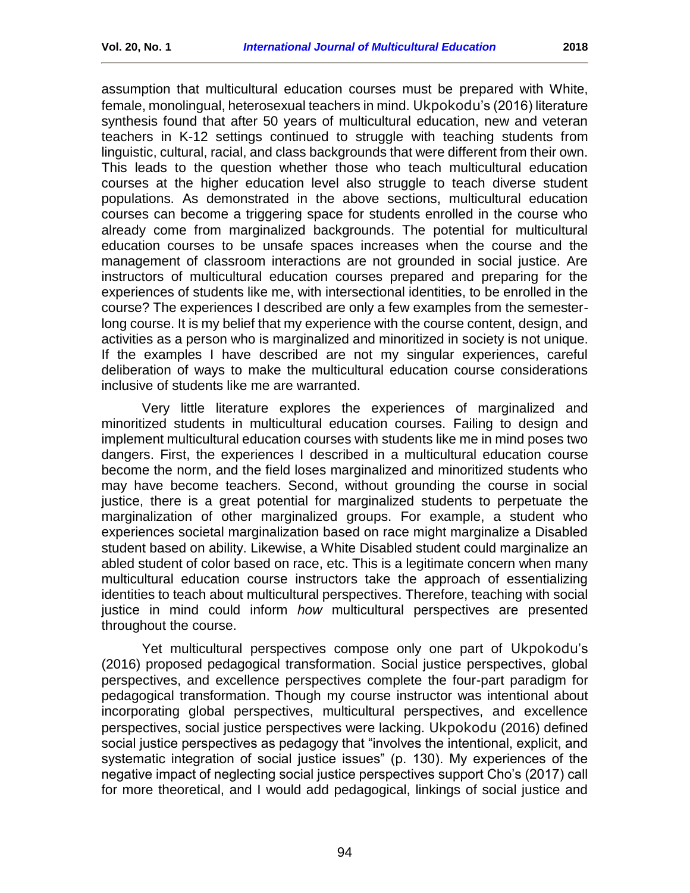assumption that multicultural education courses must be prepared with White, female, monolingual, heterosexual teachers in mind. Ukpokodu's (2016) literature synthesis found that after 50 years of multicultural education, new and veteran teachers in K-12 settings continued to struggle with teaching students from linguistic, cultural, racial, and class backgrounds that were different from their own. This leads to the question whether those who teach multicultural education courses at the higher education level also struggle to teach diverse student populations. As demonstrated in the above sections, multicultural education courses can become a triggering space for students enrolled in the course who already come from marginalized backgrounds. The potential for multicultural education courses to be unsafe spaces increases when the course and the management of classroom interactions are not grounded in social justice. Are instructors of multicultural education courses prepared and preparing for the experiences of students like me, with intersectional identities, to be enrolled in the course? The experiences I described are only a few examples from the semester-long course. It is my belief that my experience with the course content, design, and activities as a person who is marginalized and minoritized in society is not unique. If the examples I have described are not my singular experiences, careful deliberation of ways to make the multicultural education course considerations inclusive of students like me are warranted.

Very little literature explores the experiences of marginalized and minoritized students in multicultural education courses. Failing to design and implement multicultural education courses with students like me in mind poses two dangers. First, the experiences I described in a multicultural education course become the norm, and the field loses marginalized and minoritized students who may have become teachers. Second, without grounding the course in social justice, there is a great potential for marginalized students to perpetuate the marginalization of other marginalized groups. For example, a student who experiences societal marginalization based on race might marginalize a Disabled student based on ability. Likewise, a White Disabled student could marginalize an abled student of color based on race, etc. This is a legitimate concern when many multicultural education course instructors take the approach of essentializing identities to teach about multicultural perspectives. Therefore, teaching with social justice in mind could inform *how* multicultural perspectives are presented throughout the course.

Yet multicultural perspectives compose only one part of Ukpokodu's (2016) proposed pedagogical transformation. Social justice perspectives, global perspectives, and excellence perspectives complete the four-part paradigm for pedagogical transformation. Though my course instructor was intentional about incorporating global perspectives, multicultural perspectives, and excellence perspectives, social justice perspectives were lacking. Ukpokodu (2016) defined social justice perspectives as pedagogy that "involves the intentional, explicit, and systematic integration of social justice issues" (p. 130). My experiences of the negative impact of neglecting social justice perspectives support Cho's (2017) call for more theoretical, and I would add pedagogical, linkings of social justice and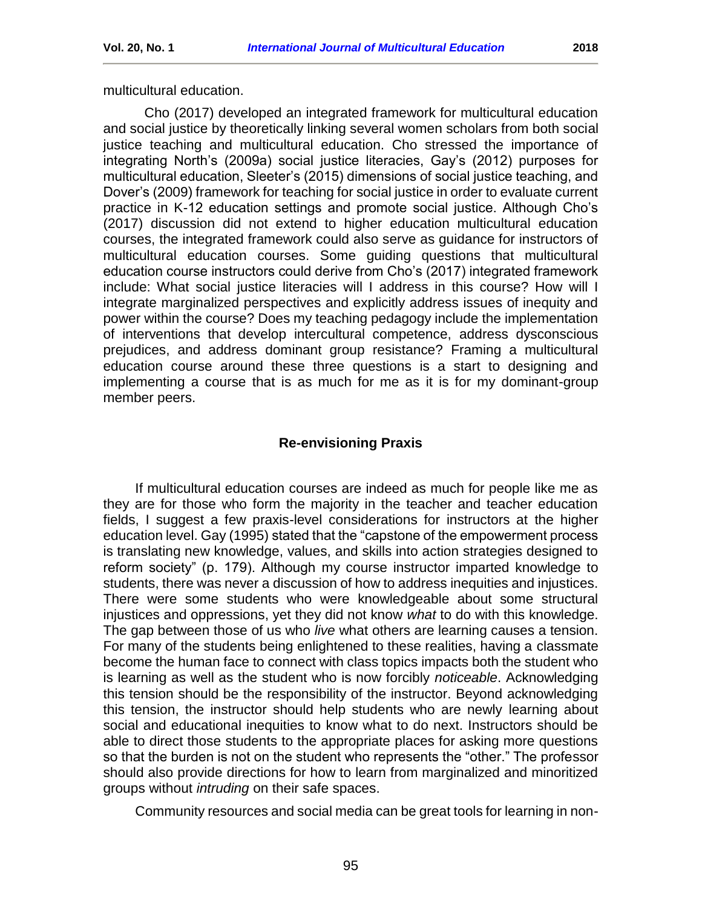multicultural education.

Cho (2017) developed an integrated framework for multicultural education and social justice by theoretically linking several women scholars from both social justice teaching and multicultural education. Cho stressed the importance of integrating North's (2009a) social justice literacies, Gay's (2012) purposes for multicultural education, Sleeter's (2015) dimensions of social justice teaching, and Dover's (2009) framework for teaching for social justice in order to evaluate current practice in K-12 education settings and promote social justice. Although Cho's (2017) discussion did not extend to higher education multicultural education courses, the integrated framework could also serve as guidance for instructors of multicultural education courses. Some guiding questions that multicultural education course instructors could derive from Cho's (2017) integrated framework include: What social justice literacies will I address in this course? How will I integrate marginalized perspectives and explicitly address issues of inequity and power within the course? Does my teaching pedagogy include the implementation of interventions that develop intercultural competence, address dysconscious prejudices, and address dominant group resistance? Framing a multicultural education course around these three questions is a start to designing and implementing a course that is as much for me as it is for my dominant-group member peers.

## Re-envisioning Praxis

If multicultural education courses are indeed as much for people like me as they are for those who form the majority in the teacher and teacher education fields, I suggest a few praxis-level considerations for instructors at the higher education level. Gay (1995) stated that the "capstone of the empowerment process is translating new knowledge, values, and skills into action strategies designed to reform society" (p. 179). Although my course instructor imparted knowledge to students, there was never a discussion of how to address inequities and injustices. There were some students who were knowledgeable about some structural injustices and oppressions, yet they did not know *what* to do with this knowledge. The gap between those of us who *live* what others are learning causes a tension. For many of the students being enlightened to these realities, having a classmate become the human face to connect with class topics impacts both the student who is learning as well as the student who is now forcibly *noticeable*. Acknowledging this tension should be the responsibility of the instructor. Beyond acknowledging this tension, the instructor should help students who are newly learning about social and educational inequities to know what to do next. Instructors should be able to direct those students to the appropriate places for asking more questions so that the burden is not on the student who represents the "other." The professor should also provide directions for how to learn from marginalized and minoritized groups without *intruding* on their safe spaces.

Community resources and social media can be great tools for learning in non-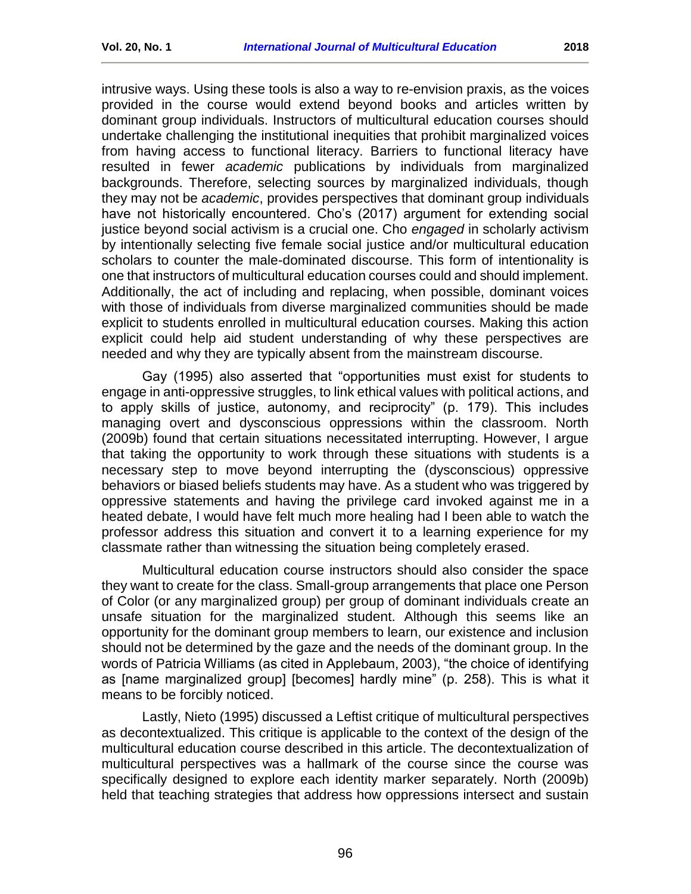intrusive ways. Using these tools is also a way to re-envision praxis, as the voices provided in the course would extend beyond books and articles written by dominant group individuals. Instructors of multicultural education courses should undertake challenging the institutional inequities that prohibit marginalized voices from having access to functional literacy. Barriers to functional literacy have resulted in fewer *academic* publications by individuals from marginalized backgrounds. Therefore, selecting sources by marginalized individuals, though they may not be *academic*, provides perspectives that dominant group individuals have not historically encountered. Cho's (2017) argument for extending social justice beyond social activism is a crucial one. Cho *engaged* in scholarly activism by intentionally selecting five female social justice and/or multicultural education scholars to counter the male-dominated discourse. This form of intentionality is one that instructors of multicultural education courses could and should implement. Additionally, the act of including and replacing, when possible, dominant voices with those of individuals from diverse marginalized communities should be made explicit to students enrolled in multicultural education courses. Making this action explicit could help aid student understanding of why these perspectives are needed and why they are typically absent from the mainstream discourse.

Gay (1995) also asserted that "opportunities must exist for students to engage in anti-oppressive struggles, to link ethical values with political actions, and to apply skills of justice, autonomy, and reciprocity" (p. 179). This includes managing overt and dysconscious oppressions within the classroom. North (2009b) found that certain situations necessitated interrupting. However, I argue that taking the opportunity to work through these situations with students is a necessary step to move beyond interrupting the (dysconscious) oppressive behaviors or biased beliefs students may have. As a student who was triggered by oppressive statements and having the privilege card invoked against me in a heated debate, I would have felt much more healing had I been able to watch the professor address this situation and convert it to a learning experience for my classmate rather than witnessing the situation being completely erased.

Multicultural education course instructors should also consider the space they want to create for the class. Small-group arrangements that place one Person of Color (or any marginalized group) per group of dominant individuals create an unsafe situation for the marginalized student. Although this seems like an opportunity for the dominant group members to learn, our existence and inclusion should not be determined by the gaze and the needs of the dominant group. In the words of Patricia Williams (as cited in Applebaum, 2003), "the choice of identifying as [name marginalized group] [becomes] hardly mine" (p. 258). This is what it means to be forcibly noticed.

Lastly, Nieto (1995) discussed a Leftist critique of multicultural perspectives as decontextualized. This critique is applicable to the context of the design of the multicultural education course described in this article. The decontextualization of multicultural perspectives was a hallmark of the course since the course was specifically designed to explore each identity marker separately. North (2009b) held that teaching strategies that address how oppressions intersect and sustain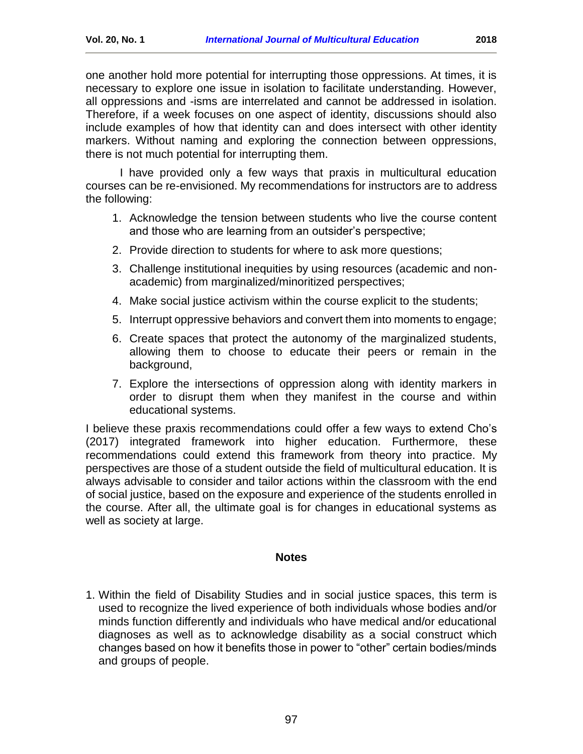one another hold more potential for interrupting those oppressions. At times, it is necessary to explore one issue in isolation to facilitate understanding. However, all oppressions and -isms are interrelated and cannot be addressed in isolation. Therefore, if a week focuses on one aspect of identity, discussions should also include examples of how that identity can and does intersect with other identity markers. Without naming and exploring the connection between oppressions, there is not much potential for interrupting them.

I have provided only a few ways that praxis in multicultural education courses can be re-envisioned. My recommendations for instructors are to address the following:

1. Acknowledge the tension between students who live the course content and those who are learning from an outsider's perspective;
2. Provide direction to students for where to ask more questions;
3. Challenge institutional inequities by using resources (academic and non-academic) from marginalized/minoritized perspectives;
4. Make social justice activism within the course explicit to the students;
5. Interrupt oppressive behaviors and convert them into moments to engage;
6. Create spaces that protect the autonomy of the marginalized students, allowing them to choose to educate their peers or remain in the background,
7. Explore the intersections of oppression along with identity markers in order to disrupt them when they manifest in the course and within educational systems.

I believe these praxis recommendations could offer a few ways to extend Cho's (2017) integrated framework into higher education. Furthermore, these recommendations could extend this framework from theory into practice. My perspectives are those of a student outside the field of multicultural education. It is always advisable to consider and tailor actions within the classroom with the end of social justice, based on the exposure and experience of the students enrolled in the course. After all, the ultimate goal is for changes in educational systems as well as society at large.

## Notes

1. Within the field of Disability Studies and in social justice spaces, this term is used to recognize the lived experience of both individuals whose bodies and/or minds function differently and individuals who have medical and/or educational diagnoses as well as to acknowledge disability as a social construct which changes based on how it benefits those in power to "other" certain bodies/minds and groups of people.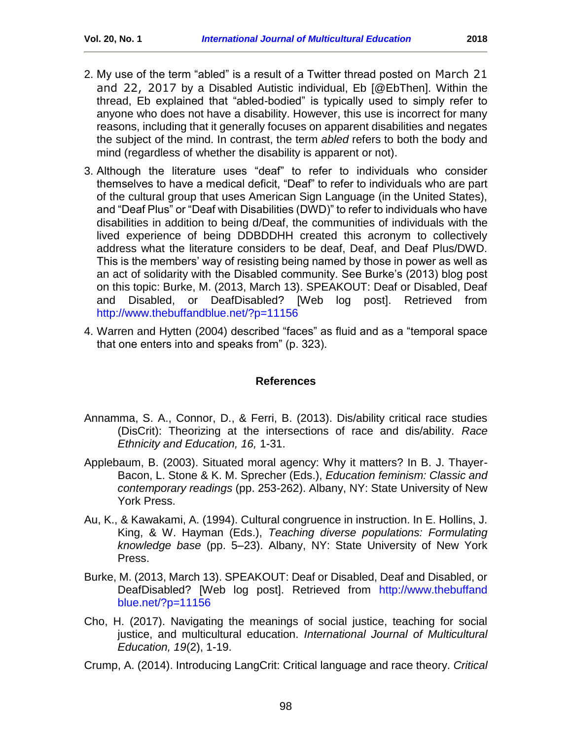2. My use of the term "abled" is a result of a Twitter thread posted on March 21 and 22, 2017 by a Disabled Autistic individual, Eb [@EbThen]. Within the thread, Eb explained that "abled-bodied" is typically used to simply refer to anyone who does not have a disability. However, this use is incorrect for many reasons, including that it generally focuses on apparent disabilities and negates the subject of the mind. In contrast, the term *abled* refers to both the body and mind (regardless of whether the disability is apparent or not).

3. Although the literature uses "deaf" to refer to individuals who consider themselves to have a medical deficit, "Deaf" to refer to individuals who are part of the cultural group that uses American Sign Language (in the United States), and "Deaf Plus" or "Deaf with Disabilities (DWD)" to refer to individuals who have disabilities in addition to being d/Deaf, the communities of individuals with the lived experience of being DDBDDHH created this acronym to collectively address what the literature considers to be deaf, Deaf, and Deaf Plus/DWD. This is the members' way of resisting being named by those in power as well as an act of solidarity with the Disabled community. See Burke's (2013) blog post on this topic: Burke, M. (2013, March 13). SPEAKOUT: Deaf or Disabled, Deaf and Disabled, or DeafDisabled? [Web log post]. Retrieved from http://www.thebuffandblue.net/?p=11156

4. Warren and Hytten (2004) described "faces" as fluid and as a "temporal space that one enters into and speaks from" (p. 323).

## References

Annamma, S. A., Connor, D., & Ferri, B. (2013). Dis/ability critical race studies (DisCrit): Theorizing at the intersections of race and dis/ability. *Race Ethnicity and Education, 16,* 1-31.

Applebaum, B. (2003). Situated moral agency: Why it matters? In B. J. Thayer-Bacon, L. Stone & K. M. Sprecher (Eds.), *Education feminism: Classic and contemporary readings* (pp. 253-262). Albany, NY: State University of New York Press.

Au, K., & Kawakami, A. (1994). Cultural congruence in instruction. In E. Hollins, J. King, & W. Hayman (Eds.), *Teaching diverse populations: Formulating knowledge base* (pp. 5–23). Albany, NY: State University of New York Press.

Burke, M. (2013, March 13). SPEAKOUT: Deaf or Disabled, Deaf and Disabled, or DeafDisabled? [Web log post]. Retrieved from http://www.thebuffandblue.net/?p=11156

Cho, H. (2017). Navigating the meanings of social justice, teaching for social justice, and multicultural education. *International Journal of Multicultural Education, 19*(2), 1-19.

Crump, A. (2014). Introducing LangCrit: Critical language and race theory. *Critical*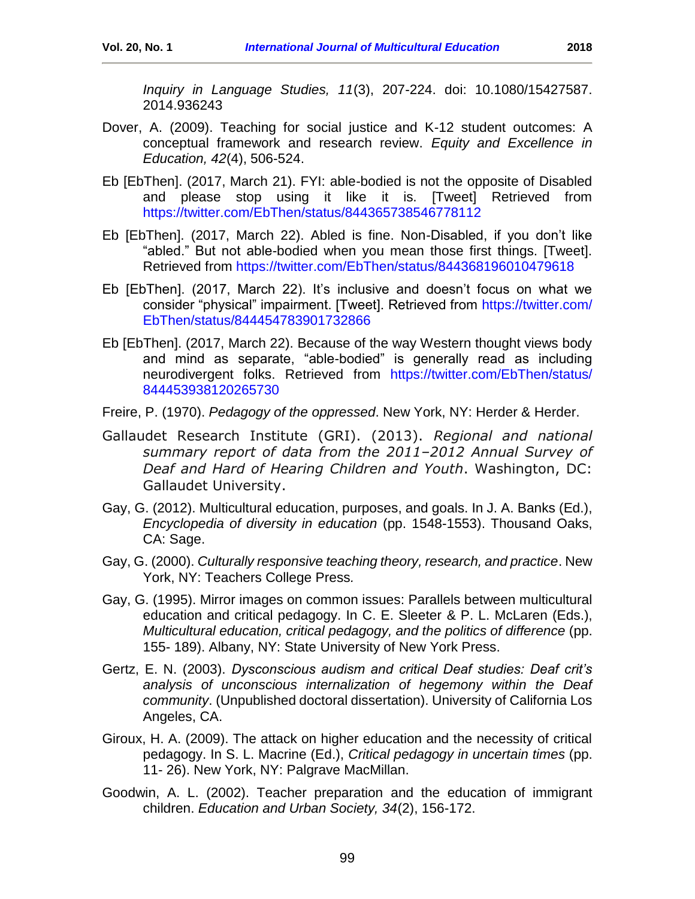*Inquiry in Language Studies, 11*(3), 207-224. doi: 10.1080/15427587.2014.936243

Dover, A. (2009). Teaching for social justice and K-12 student outcomes: A conceptual framework and research review. *Equity and Excellence in Education, 42*(4), 506-524.

Eb [EbThen]. (2017, March 21). FYI: able-bodied is not the opposite of Disabled and please stop using it like it is. [Tweet] Retrieved from https://twitter.com/EbThen/status/844365738546778112

Eb [EbThen]. (2017, March 22). Abled is fine. Non-Disabled, if you don't like "abled." But not able-bodied when you mean those first things. [Tweet]. Retrieved from https://twitter.com/EbThen/status/844368196010479618

Eb [EbThen]. (2017, March 22). It's inclusive and doesn't focus on what we consider "physical" impairment. [Tweet]. Retrieved from https://twitter.com/EbThen/status/844454783901732866

Eb [EbThen]. (2017, March 22). Because of the way Western thought views body and mind as separate, "able-bodied" is generally read as including neurodivergent folks. Retrieved from https://twitter.com/EbThen/status/844453938120265730

Freire, P. (1970). *Pedagogy of the oppressed*. New York, NY: Herder & Herder.

Gallaudet Research Institute (GRI). (2013). *Regional and national summary report of data from the 2011–2012 Annual Survey of Deaf and Hard of Hearing Children and Youth*. Washington, DC: Gallaudet University.

Gay, G. (2012). Multicultural education, purposes, and goals. In J. A. Banks (Ed.), *Encyclopedia of diversity in education* (pp. 1548-1553). Thousand Oaks, CA: Sage.

Gay, G. (2000). *Culturally responsive teaching theory, research, and practice*. New York, NY: Teachers College Press.

Gay, G. (1995). Mirror images on common issues: Parallels between multicultural education and critical pedagogy. In C. E. Sleeter & P. L. McLaren (Eds.), *Multicultural education, critical pedagogy, and the politics of difference* (pp. 155- 189). Albany, NY: State University of New York Press.

Gertz, E. N. (2003). *Dysconscious audism and critical Deaf studies: Deaf crit's analysis of unconscious internalization of hegemony within the Deaf community*. (Unpublished doctoral dissertation). University of California Los Angeles, CA.

Giroux, H. A. (2009). The attack on higher education and the necessity of critical pedagogy. In S. L. Macrine (Ed.), *Critical pedagogy in uncertain times* (pp. 11- 26). New York, NY: Palgrave MacMillan.

Goodwin, A. L. (2002). Teacher preparation and the education of immigrant children. *Education and Urban Society, 34*(2), 156-172.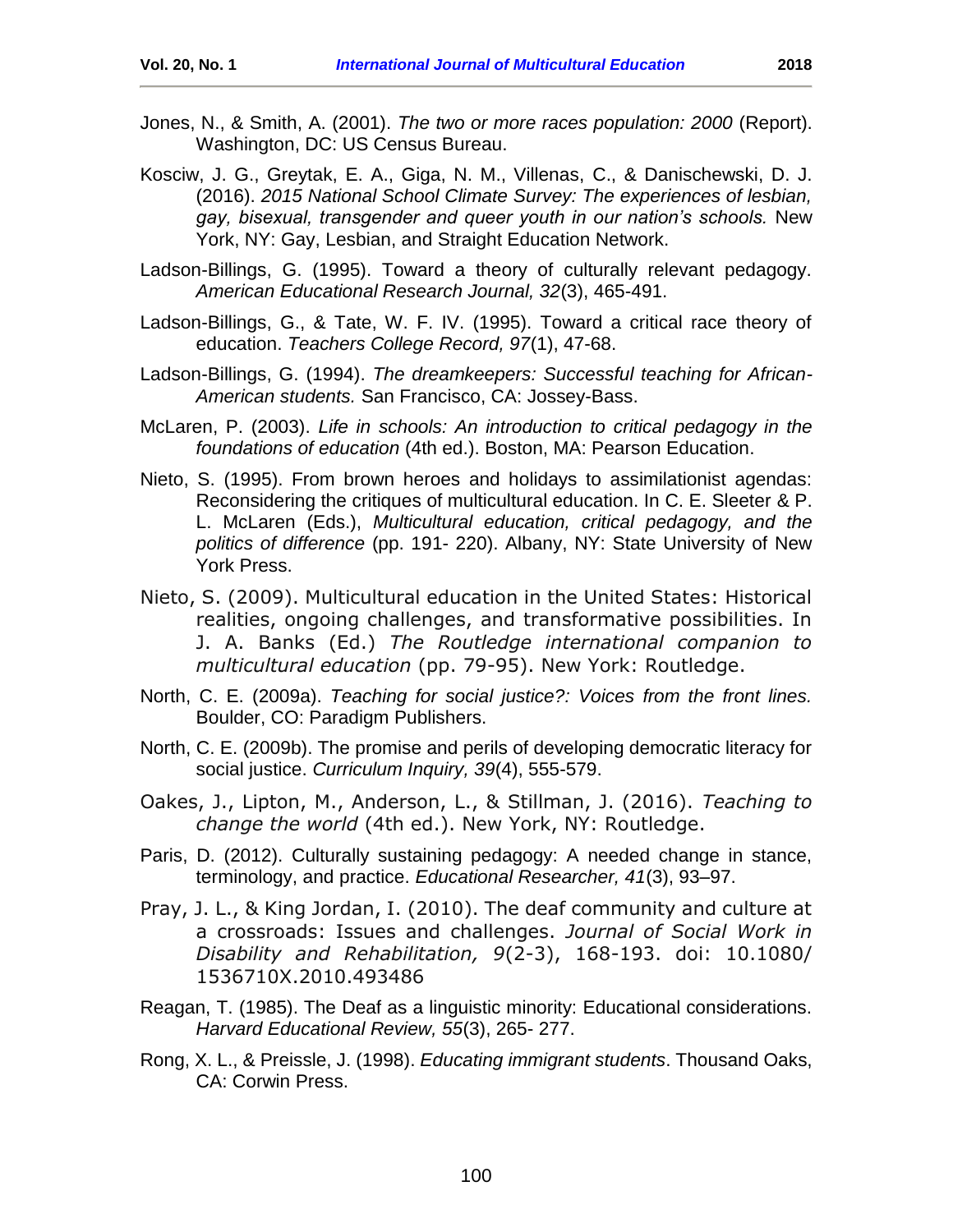Jones, N., & Smith, A. (2001). *The two or more races population: 2000* (Report). Washington, DC: US Census Bureau.

Kosciw, J. G., Greytak, E. A., Giga, N. M., Villenas, C., & Danischewski, D. J. (2016). *2015 National School Climate Survey: The experiences of lesbian, gay, bisexual, transgender and queer youth in our nation's schools.* New York, NY: Gay, Lesbian, and Straight Education Network.

Ladson-Billings, G. (1995). Toward a theory of culturally relevant pedagogy. *American Educational Research Journal, 32*(3), 465-491.

Ladson-Billings, G., & Tate, W. F. IV. (1995). Toward a critical race theory of education. *Teachers College Record, 97*(1), 47-68.

Ladson-Billings, G. (1994). *The dreamkeepers: Successful teaching for African-American students.* San Francisco, CA: Jossey-Bass.

McLaren, P. (2003). *Life in schools: An introduction to critical pedagogy in the foundations of education* (4th ed.). Boston, MA: Pearson Education.

Nieto, S. (1995). From brown heroes and holidays to assimilationist agendas: Reconsidering the critiques of multicultural education. In C. E. Sleeter & P. L. McLaren (Eds.), *Multicultural education, critical pedagogy, and the politics of difference* (pp. 191- 220). Albany, NY: State University of New York Press.

Nieto, S. (2009). Multicultural education in the United States: Historical realities, ongoing challenges, and transformative possibilities. In J. A. Banks (Ed.) *The Routledge international companion to multicultural education* (pp. 79-95). New York: Routledge.

North, C. E. (2009a). *Teaching for social justice?: Voices from the front lines.* Boulder, CO: Paradigm Publishers.

North, C. E. (2009b). The promise and perils of developing democratic literacy for social justice. *Curriculum Inquiry, 39*(4), 555-579.

Oakes, J., Lipton, M., Anderson, L., & Stillman, J. (2016). *Teaching to change the world* (4th ed.). New York, NY: Routledge.

Paris, D. (2012). Culturally sustaining pedagogy: A needed change in stance, terminology, and practice. *Educational Researcher, 41*(3), 93–97.

Pray, J. L., & King Jordan, I. (2010). The deaf community and culture at a crossroads: Issues and challenges. *Journal of Social Work in Disability and Rehabilitation, 9*(2-3), 168-193. doi: 10.1080/ 1536710X.2010.493486

Reagan, T. (1985). The Deaf as a linguistic minority: Educational considerations. *Harvard Educational Review, 55*(3), 265- 277.

Rong, X. L., & Preissle, J. (1998). *Educating immigrant students*. Thousand Oaks, CA: Corwin Press.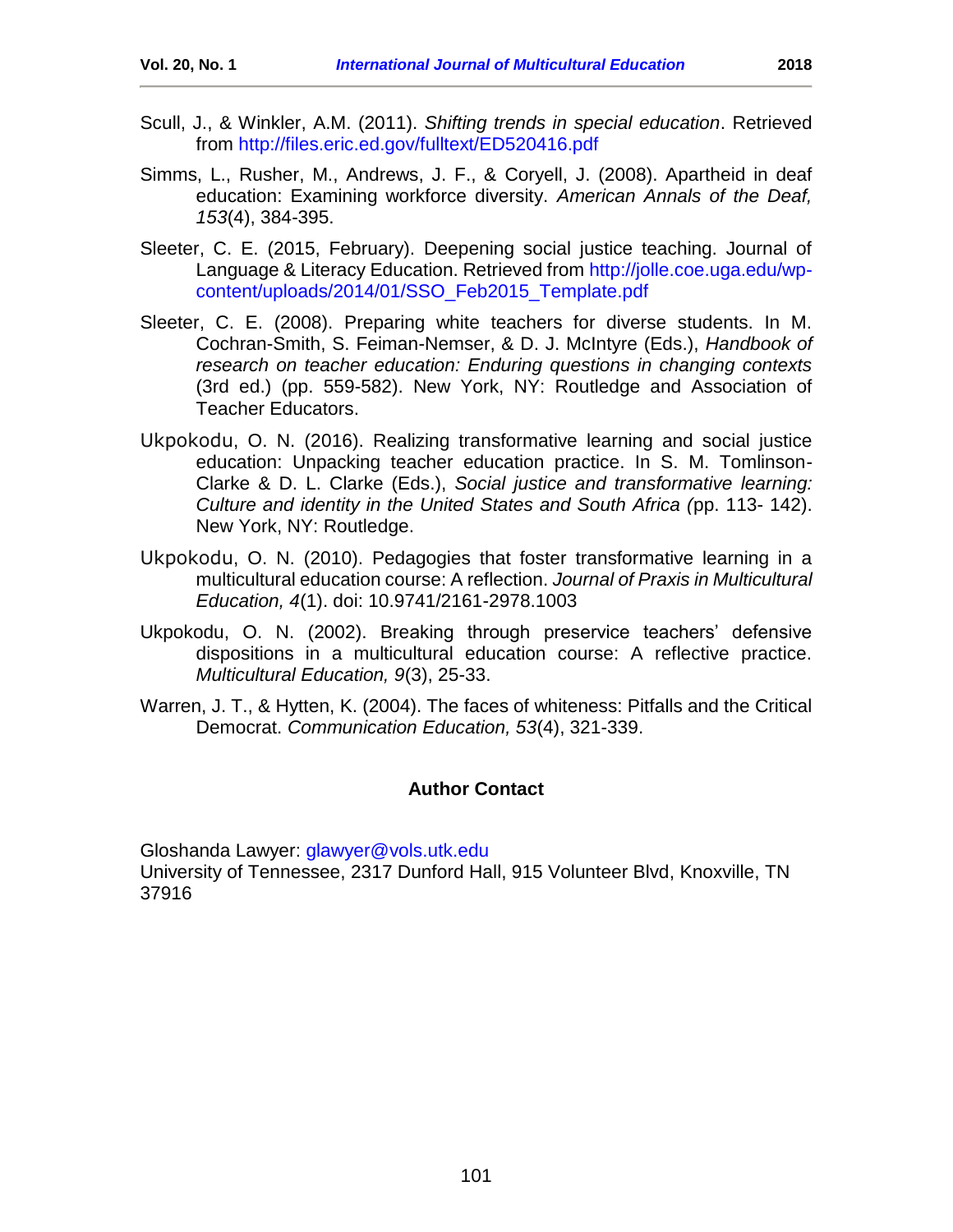Scull, J., & Winkler, A.M. (2011). *Shifting trends in special education*. Retrieved from http://files.eric.ed.gov/fulltext/ED520416.pdf

Simms, L., Rusher, M., Andrews, J. F., & Coryell, J. (2008). Apartheid in deaf education: Examining workforce diversity. *American Annals of the Deaf, 153*(4), 384-395.

Sleeter, C. E. (2015, February). Deepening social justice teaching. Journal of Language & Literacy Education. Retrieved from http://jolle.coe.uga.edu/wp-content/uploads/2014/01/SSO_Feb2015_Template.pdf

Sleeter, C. E. (2008). Preparing white teachers for diverse students. In M. Cochran-Smith, S. Feiman-Nemser, & D. J. McIntyre (Eds.), *Handbook of research on teacher education: Enduring questions in changing contexts* (3rd ed.) (pp. 559-582). New York, NY: Routledge and Association of Teacher Educators.

Ukpokodu, O. N. (2016). Realizing transformative learning and social justice education: Unpacking teacher education practice. In S. M. Tomlinson-Clarke & D. L. Clarke (Eds.), *Social justice and transformative learning: Culture and identity in the United States and South Africa (*pp. 113- 142). New York, NY: Routledge.

Ukpokodu, O. N. (2010). Pedagogies that foster transformative learning in a multicultural education course: A reflection. *Journal of Praxis in Multicultural Education, 4*(1). doi: 10.9741/2161-2978.1003

Ukpokodu, O. N. (2002). Breaking through preservice teachers' defensive dispositions in a multicultural education course: A reflective practice. *Multicultural Education, 9*(3), 25-33.

Warren, J. T., & Hytten, K. (2004). The faces of whiteness: Pitfalls and the Critical Democrat. *Communication Education, 53*(4), 321-339.

## Author Contact

Gloshanda Lawyer: glawyer@vols.utk.edu
University of Tennessee, 2317 Dunford Hall, 915 Volunteer Blvd, Knoxville, TN 37916